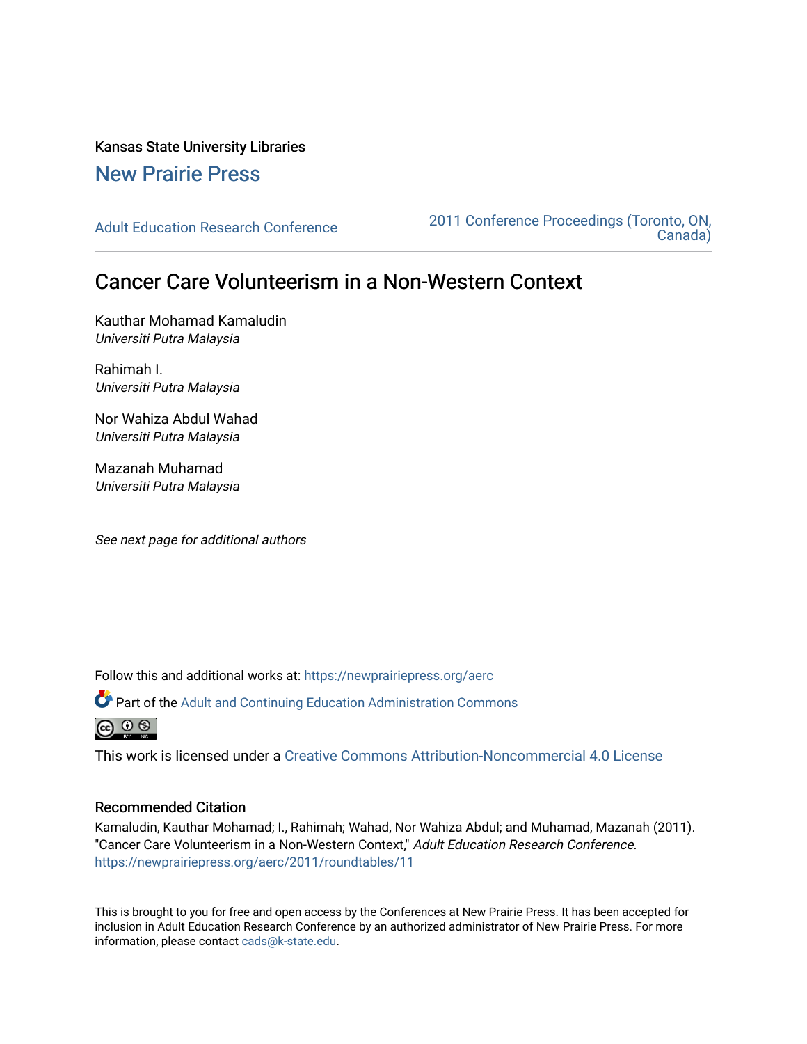Kansas State University Libraries

New Prairie Press

Adult Education Research Conference

2011 Conference Proceedings (Toronto, ON, Canada)

# Cancer Care Volunteerism in a Non-Western Context

Kauthar Mohamad Kamaludin
*Universiti Putra Malaysia*

Rahimah I.
*Universiti Putra Malaysia*

Nor Wahiza Abdul Wahad
*Universiti Putra Malaysia*

Mazanah Muhamad
*Universiti Putra Malaysia*

*See next page for additional authors*

Follow this and additional works at: https://newprairiepress.org/aerc

Part of the Adult and Continuing Education Administration Commons

This work is licensed under a Creative Commons Attribution-Noncommercial 4.0 License

## Recommended Citation

Kamaludin, Kauthar Mohamad; I., Rahimah; Wahad, Nor Wahiza Abdul; and Muhamad, Mazanah (2011). "Cancer Care Volunteerism in a Non-Western Context," *Adult Education Research Conference*. https://newprairiepress.org/aerc/2011/roundtables/11

This is brought to you for free and open access by the Conferences at New Prairie Press. It has been accepted for inclusion in Adult Education Research Conference by an authorized administrator of New Prairie Press. For more information, please contact cads@k-state.edu.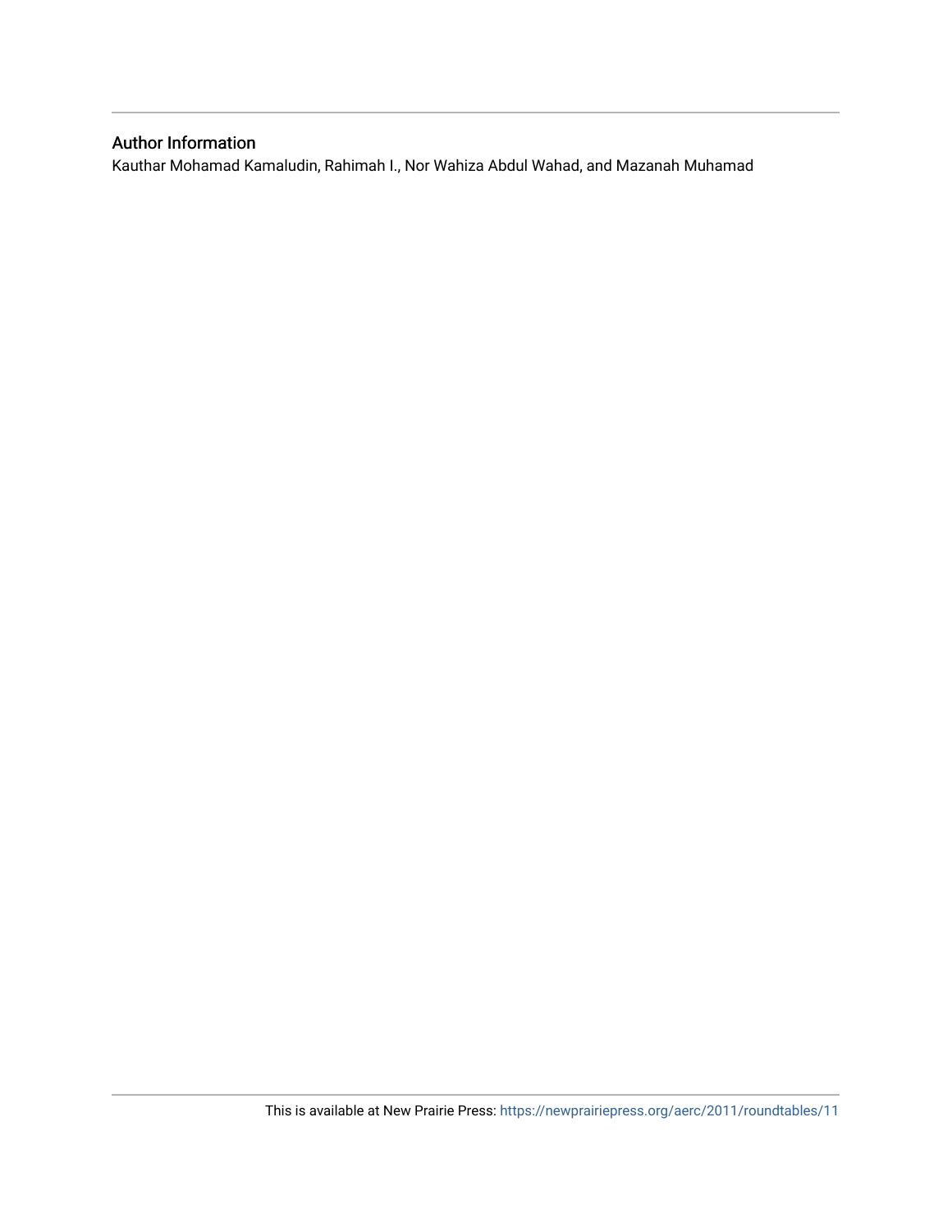## Author Information

Kauthar Mohamad Kamaludin, Rahimah I., Nor Wahiza Abdul Wahad, and Mazanah Muhamad

This is available at New Prairie Press: https://newprairiepress.org/aerc/2011/roundtables/11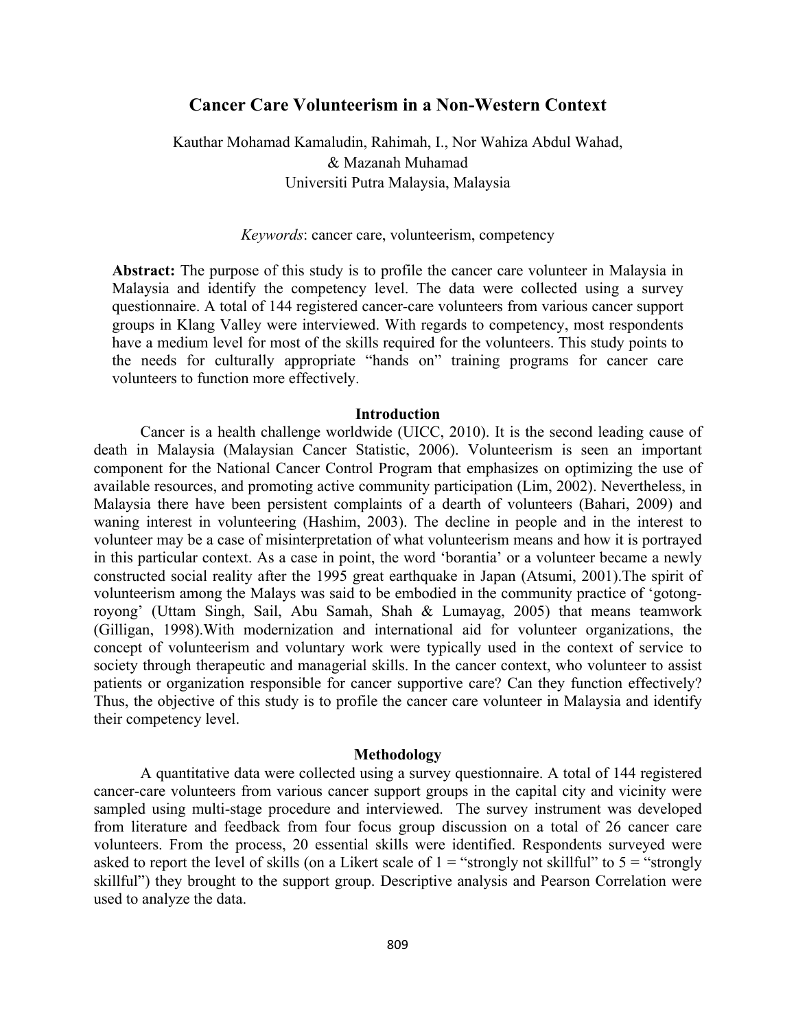# Cancer Care Volunteerism in a Non-Western Context

Kauthar Mohamad Kamaludin, Rahimah, I., Nor Wahiza Abdul Wahad,
& Mazanah Muhamad
Universiti Putra Malaysia, Malaysia

*Keywords*: cancer care, volunteerism, competency

**Abstract:** The purpose of this study is to profile the cancer care volunteer in Malaysia in Malaysia and identify the competency level. The data were collected using a survey questionnaire. A total of 144 registered cancer-care volunteers from various cancer support groups in Klang Valley were interviewed. With regards to competency, most respondents have a medium level for most of the skills required for the volunteers. This study points to the needs for culturally appropriate "hands on" training programs for cancer care volunteers to function more effectively.

## Introduction

Cancer is a health challenge worldwide (UICC, 2010). It is the second leading cause of death in Malaysia (Malaysian Cancer Statistic, 2006). Volunteerism is seen an important component for the National Cancer Control Program that emphasizes on optimizing the use of available resources, and promoting active community participation (Lim, 2002). Nevertheless, in Malaysia there have been persistent complaints of a dearth of volunteers (Bahari, 2009) and waning interest in volunteering (Hashim, 2003). The decline in people and in the interest to volunteer may be a case of misinterpretation of what volunteerism means and how it is portrayed in this particular context. As a case in point, the word 'borantia' or a volunteer became a newly constructed social reality after the 1995 great earthquake in Japan (Atsumi, 2001).The spirit of volunteerism among the Malays was said to be embodied in the community practice of 'gotong-royong' (Uttam Singh, Sail, Abu Samah, Shah & Lumayag, 2005) that means teamwork (Gilligan, 1998).With modernization and international aid for volunteer organizations, the concept of volunteerism and voluntary work were typically used in the context of service to society through therapeutic and managerial skills. In the cancer context, who volunteer to assist patients or organization responsible for cancer supportive care? Can they function effectively? Thus, the objective of this study is to profile the cancer care volunteer in Malaysia and identify their competency level.

## Methodology

A quantitative data were collected using a survey questionnaire. A total of 144 registered cancer-care volunteers from various cancer support groups in the capital city and vicinity were sampled using multi-stage procedure and interviewed. The survey instrument was developed from literature and feedback from four focus group discussion on a total of 26 cancer care volunteers. From the process, 20 essential skills were identified. Respondents surveyed were asked to report the level of skills (on a Likert scale of 1 = "strongly not skillful" to 5 = "strongly skillful") they brought to the support group. Descriptive analysis and Pearson Correlation were used to analyze the data.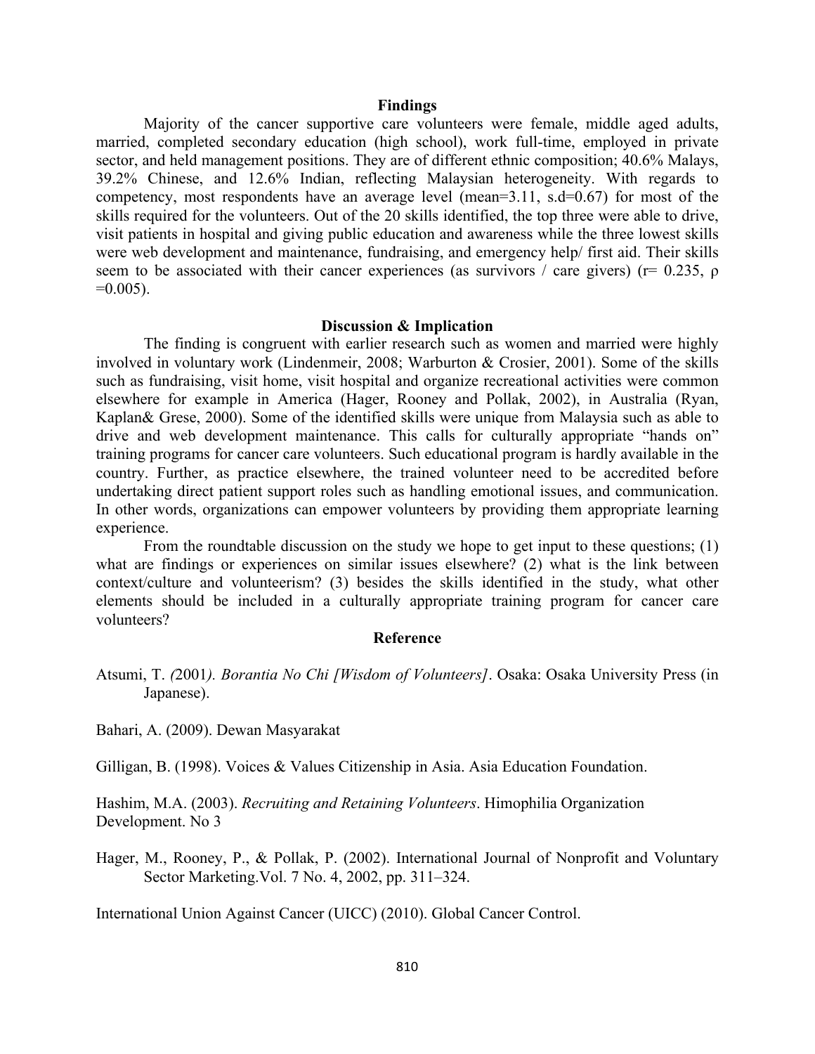## Findings

Majority of the cancer supportive care volunteers were female, middle aged adults, married, completed secondary education (high school), work full-time, employed in private sector, and held management positions. They are of different ethnic composition; 40.6% Malays, 39.2% Chinese, and 12.6% Indian, reflecting Malaysian heterogeneity. With regards to competency, most respondents have an average level (mean=3.11, s.d=0.67) for most of the skills required for the volunteers. Out of the 20 skills identified, the top three were able to drive, visit patients in hospital and giving public education and awareness while the three lowest skills were web development and maintenance, fundraising, and emergency help/ first aid. Their skills seem to be associated with their cancer experiences (as survivors / care givers) ($r = 0.235$, $\rho = 0.005$).

## Discussion & Implication

The finding is congruent with earlier research such as women and married were highly involved in voluntary work (Lindenmeir, 2008; Warburton & Crosier, 2001). Some of the skills such as fundraising, visit home, visit hospital and organize recreational activities were common elsewhere for example in America (Hager, Rooney and Pollak, 2002), in Australia (Ryan, Kaplan& Grese, 2000). Some of the identified skills were unique from Malaysia such as able to drive and web development maintenance. This calls for culturally appropriate "hands on" training programs for cancer care volunteers. Such educational program is hardly available in the country. Further, as practice elsewhere, the trained volunteer need to be accredited before undertaking direct patient support roles such as handling emotional issues, and communication. In other words, organizations can empower volunteers by providing them appropriate learning experience.

From the roundtable discussion on the study we hope to get input to these questions; (1) what are findings or experiences on similar issues elsewhere? (2) what is the link between context/culture and volunteerism? (3) besides the skills identified in the study, what other elements should be included in a culturally appropriate training program for cancer care volunteers?

## Reference

Atsumi, T. *(*2001*). Borantia No Chi [Wisdom of Volunteers]*. Osaka: Osaka University Press (in Japanese).

Bahari, A. (2009). Dewan Masyarakat

Gilligan, B. (1998). Voices & Values Citizenship in Asia. Asia Education Foundation.

Hashim, M.A. (2003). *Recruiting and Retaining Volunteers*. Himophilia Organization Development. No 3

Hager, M., Rooney, P., & Pollak, P. (2002). International Journal of Nonprofit and Voluntary Sector Marketing.Vol. 7 No. 4, 2002, pp. 311–324.

International Union Against Cancer (UICC) (2010). Global Cancer Control.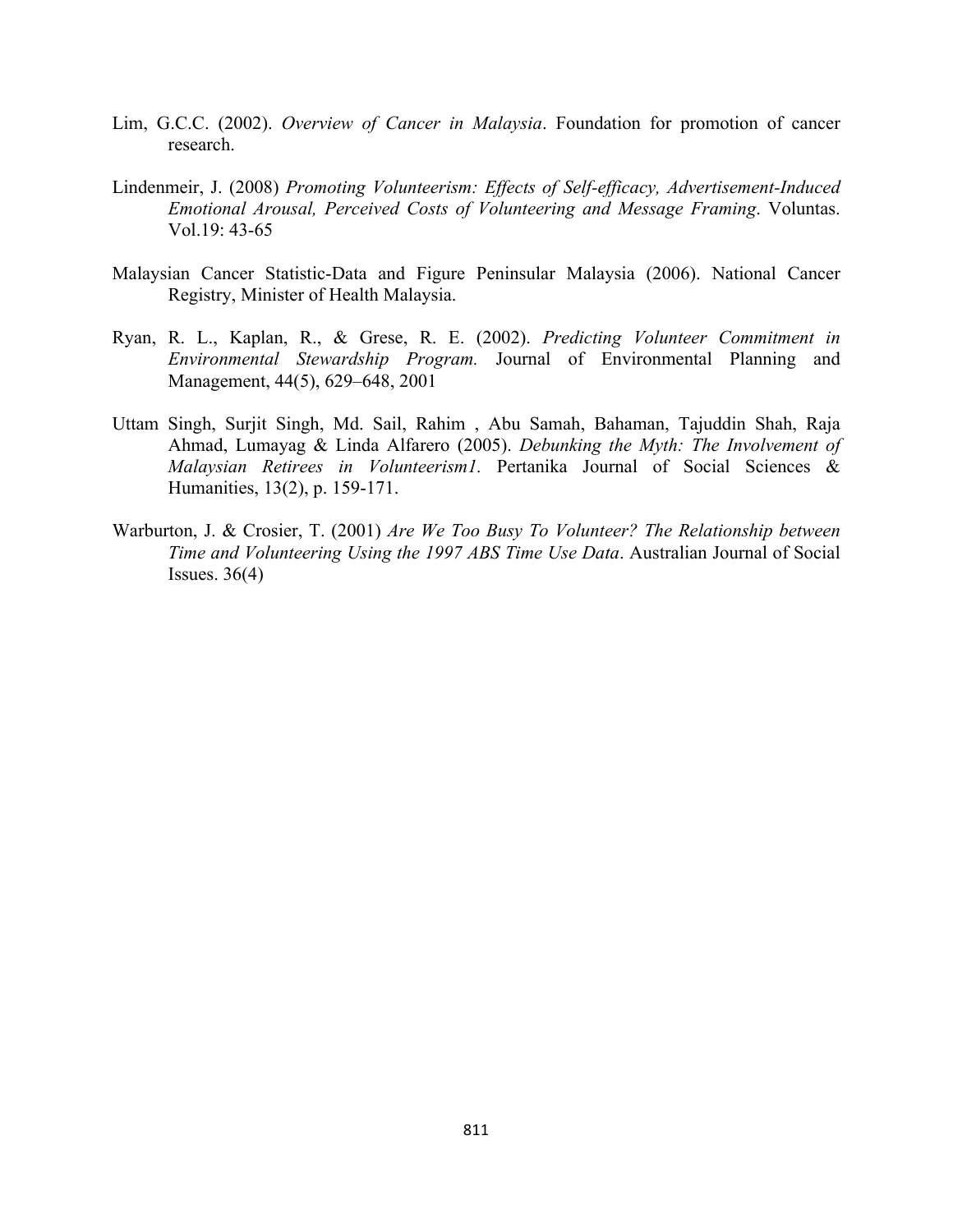Lim, G.C.C. (2002). *Overview of Cancer in Malaysia*. Foundation for promotion of cancer research.

Lindenmeir, J. (2008) *Promoting Volunteerism: Effects of Self-efficacy, Advertisement-Induced Emotional Arousal, Perceived Costs of Volunteering and Message Framing*. Voluntas. Vol.19: 43-65

Malaysian Cancer Statistic-Data and Figure Peninsular Malaysia (2006). National Cancer Registry, Minister of Health Malaysia.

Ryan, R. L., Kaplan, R., & Grese, R. E. (2002). *Predicting Volunteer Commitment in Environmental Stewardship Program.* Journal of Environmental Planning and Management, 44(5), 629–648, 2001

Uttam Singh, Surjit Singh, Md. Sail, Rahim , Abu Samah, Bahaman, Tajuddin Shah, Raja Ahmad, Lumayag & Linda Alfarero (2005). *Debunking the Myth: The Involvement of Malaysian Retirees in Volunteerism1.* Pertanika Journal of Social Sciences & Humanities, 13(2), p. 159-171.

Warburton, J. & Crosier, T. (2001) *Are We Too Busy To Volunteer? The Relationship between Time and Volunteering Using the 1997 ABS Time Use Data*. Australian Journal of Social Issues. 36(4)